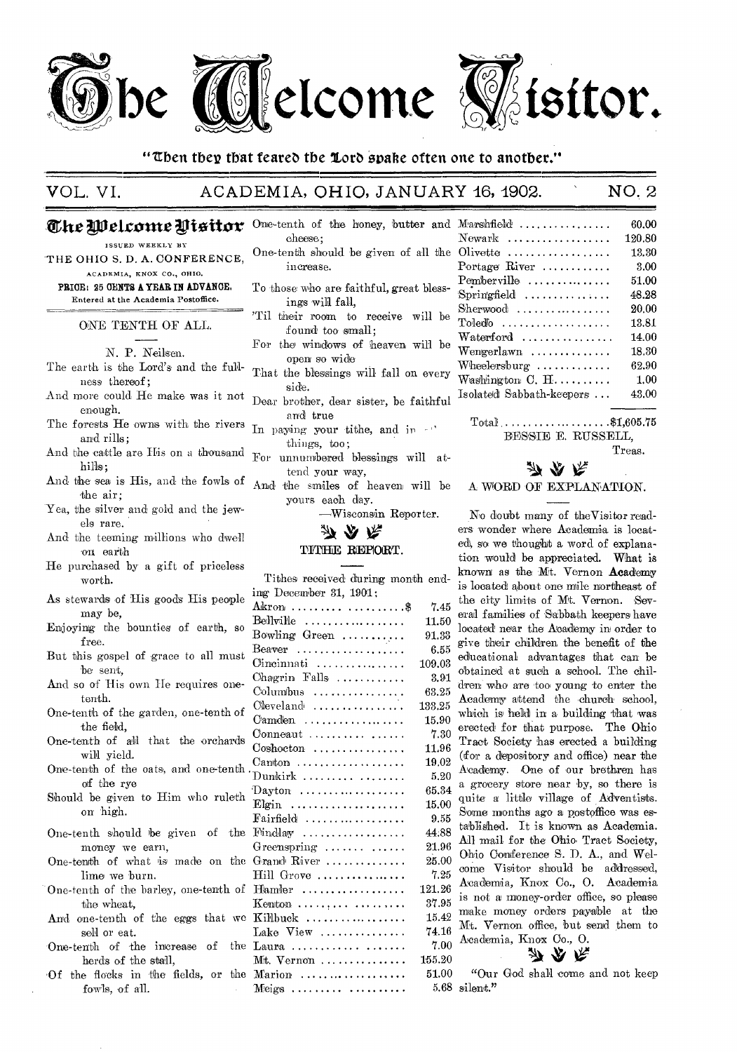# The Welcome Visitor.

"Then they that feared the Lord spake often one to another."

VOL. VI. ACADEMIA, OHIO, JANUARY 16, 1902. NO. 2

## The Welcome Visitor

ISSUED WEEKLY BY
THE OHIO S. D. A. CONFERENCE,
ACADEMIA, KNOX CO., OHIO.

PRICE: 25 CENTS A YEAR IN ADVANCE.
Entered at the Academia Postoffice.

### ONE TENTH OF ALL.

N. P. Neilsen.

The earth is the Lord's and the fullness thereof;
And more could He make was it not enough.
The forests He owns with the rivers and rills;
And the cattle are His on a thousand hills;
And the sea is His, and the fowls of the air;
Yea, the silver and gold and the jewels rare.
And the teeming millions who dwell on earth
He purchased by a gift of priceless worth.
As stewards of His goods His people may be,
Enjoying the bounties of earth, so free.
But this gospel of grace to all must be sent,
And so of His own He requires one-tenth.
One-tenth of the garden, one-tenth of the field,
One-tenth of all that the orchards will yield.
One-tenth of the oats, and one-tenth of the rye
Should be given to Him who ruleth on high.
One-tenth should be given of the money we earn,
One-tenth of what is made on the lime we burn.
One-tenth of the barley, one-tenth of the wheat,
And one-tenth of the eggs that we sell or eat.
One-tenth of the increase of the herds of the stall,
Of the flocks in the fields, or the fowls, of all.
One-tenth of the honey, butter and cheese;
One-tenth should be given of all the increase.
To those who are faithful, great blessings will fall,
'Til their room to receive will be found too small;
For the windows of heaven will be open so wide
That the blessings will fall on every side.
Dear brother, dear sister, be faithful and true
In paying your tithe, and in other things, too;
For unnumbered blessings will attend your way,
And the smiles of heaven will be yours each day.

—Wisconsin Reporter.

### TITHE REPORT.

Tithes received during month ending December 31, 1901:

| | |
|---|---|
| Akron | $ 7.45 |
| Bellville | 11.50 |
| Bowling Green | 91.33 |
| Beaver | 6.55 |
| Cincinnati | 109.03 |
| Chagrin Falls | 3.91 |
| Columbus | 63.25 |
| Cleveland | 133.25 |
| Camden | 15.90 |
| Conneaut | 7.30 |
| Coshocton | 11.96 |
| Canton | 19.02 |
| Dunkirk | 5.20 |
| Dayton | 65.34 |
| Elgin | 15.00 |
| Fairfield | 9.55 |
| Findlay | 44.88 |
| Greenspring | 21.96 |
| Grand River | 25.00 |
| Hill Grove | 7.25 |
| Hamler | 121.26 |
| Kenton | 37.95 |
| Killbuck | 15.42 |
| Lake View | 74.16 |
| Laura | 7.00 |
| Mt. Vernon | 155.20 |
| Marion | 51.00 |
| Meigs | 5.68 |
| Marshfield | 60.00 |
| Newark | 120.80 |
| Olivette | 13.30 |
| Portage River | 3.00 |
| Pemberville | 51.00 |
| Springfield | 48.28 |
| Sherwood | 20.00 |
| Toledo | 13.81 |
| Waterford | 14.00 |
| Wengerlawn | 18.30 |
| Wheelersburg | 62.90 |
| Washington C. H. | 1.00 |
| Isolated Sabbath-keepers | 43.00 |
| Total | $1,605.75 |

BESSIE E. RUSSELL,
Treas.

### A WORD OF EXPLANATION.

No doubt many of the Visitor readers wonder where Academia is located, so we thought a word of explanation would be appreciated. What is known as the Mt. Vernon Academy is located about one mile northeast of the city limits of Mt. Vernon. Several families of Sabbath keepers have located near the Academy in order to give their children the benefit of the educational advantages that can be obtained at such a school. The children who are too young to enter the Academy attend the church school, which is held in a building that was erected for that purpose. The Ohio Tract Society has erected a building (for a depository and office) near the Academy. One of our brethren has a grocery store near by, so there is quite a little village of Adventists. Some months ago a postoffice was established. It is known as Academia. All mail for the Ohio Tract Society, Ohio Conference S. D. A., and Welcome Visitor should be addressed, Academia, Knox Co., O. Academia is not a money-order office, so please make money orders payable at the Mt. Vernon office, but send them to Academia, Knox Co., O.

"Our God shall come and not keep silent."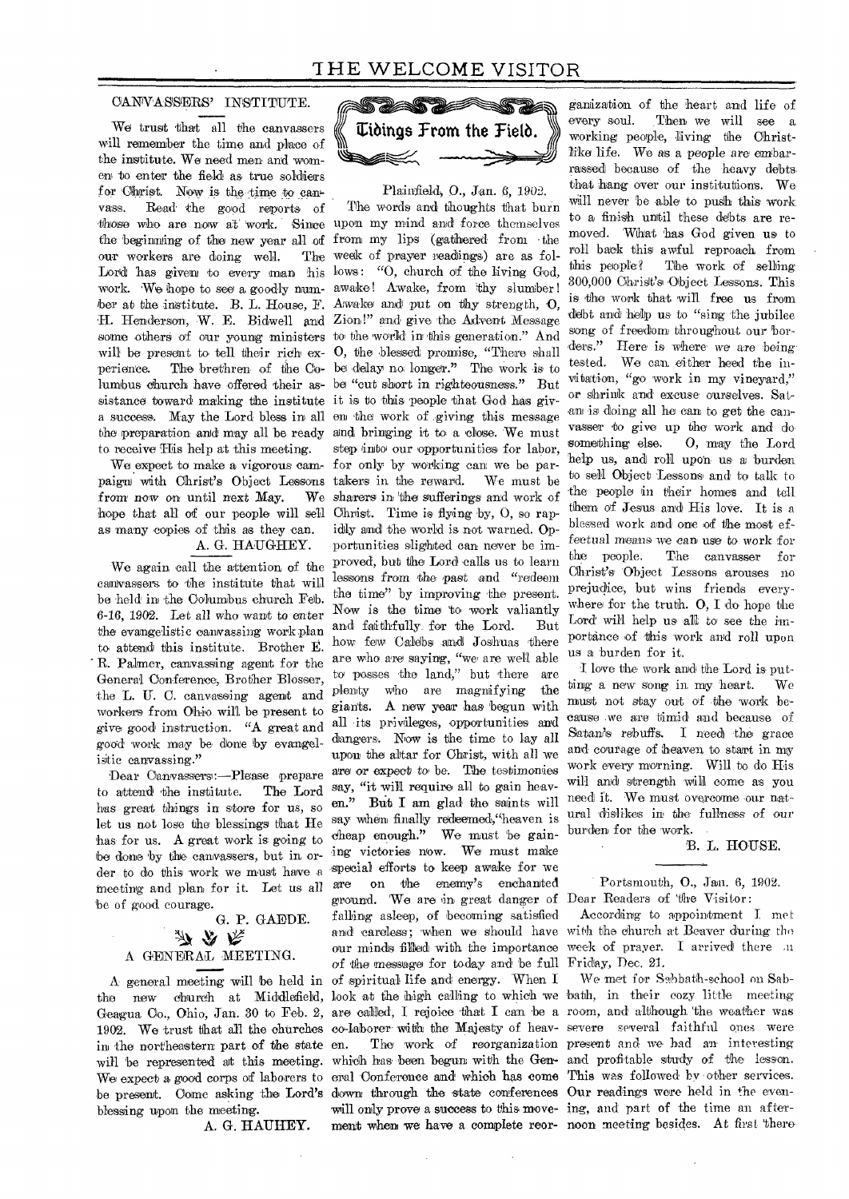## CANVASSERS' INSTITUTE.

We trust that all the canvassers will remember the time and place of the institute. We need men and women to enter the field as true soldiers for Christ. Now is the time to canvass. Read the good reports of those who are now at work. Since the beginning of the new year all of our workers are doing well. The Lord has given to every man his work. We hope to see a goodly number at the institute. B. L. House, F. H. Henderson, W. E. Bidwell and some others of our young ministers will be present to tell their rich experience. The brethren of the Columbus church have offered their assistance toward making the institute a success. May the Lord bless in all the preparation and may all be ready to receive His help at this meeting.

We expect to make a vigorous campaign with Christ's Object Lessons from now on until next May. We hope that all of our people will sell as many copies of this as they can.

A. G. HAUGHEY.

We again call the attention of the canvassers to the institute that will be held in the Columbus church Feb. 6-16, 1902. Let all who want to enter the evangelistic canvassing work plan to attend this institute. Brother E. R. Palmer, canvassing agent for the General Conference, Brother Blosser, the L. U. C. canvassing agent and workers from Ohio will be present to give good instruction. "A great and good work may be done by evangelistic canvassing."

Dear Canvassers:—Please prepare to attend the institute. The Lord has great things in store for us, so let us not lose the blessings that He has for us. A great work is going to be done by the canvassers, but in order to do this work we must have a meeting and plan for it. Let us all be of good courage.

G. P. GAEDE.

## A GENERAL MEETING.

A general meeting will be held in the new church at Middlefield, Geagua Co., Ohio, Jan. 30 to Feb. 2, 1902. We trust that all the churches in the northeastern part of the state will be represented at this meeting. We expect a good corps of laborers to be present. Come asking the Lord's blessing upon the meeting.

A. G. HAUHEY.

## Tidings From the Field.

Plainfield, O., Jan. 6, 1902.

The words and thoughts that burn upon my mind and force themselves from my lips (gathered from the week of prayer readings) are as follows: "O, church of the living God, awake! Awake, from thy slumber! Awake and put on thy strength, O, Zion!" and give the Advent Message to the world in this generation." And O, the blessed promise, "There shall be delay no longer." The work is to be "cut short in righteousness." But it is to this people that God has given the work of giving this message and bringing it to a close. We must step into our opportunities for labor, for only by working can we be partakers in the reward. We must be sharers in the sufferings and work of Christ. Time is flying by, O, so rapidly and the world is not warned. Opportunities slighted can never be improved, but the Lord calls us to learn lessons from the past and "redeem the time" by improving the present. Now is the time to work valiantly and faithfully for the Lord. But how few Calebs and Joshuas there are who are saying, "we are well able to posses the land," but there are plenty who are magnifying the giants. A new year has begun with all its privileges, opportunities and dangers. Now is the time to lay all upon the altar for Christ, with all we are or expect to be. The testimonies say, "it will require all to gain heaven." But I am glad the saints will say when finally redeemed,"heaven is cheap enough." We must be gaining victories now. We must make special efforts to keep awake for we are on the enemy's enchanted ground. We are in great danger of falling asleep, of becoming satisfied and careless; when we should have our minds filled with the importance of the message for today and be full of spiritual life and energy. When I look at the high calling to which we are called, I rejoice that I can be a co-laborer with the Majesty of heaven. The work of reorganization which has been begun with the General Conference and which has come down through the state conferences will only prove a success to this movement when we have a complete reorganization of the heart and life of every soul. Then we will see a working people, living the Christlike life. We as a people are embarrassed because of the heavy debts that hang over our institutions. We will never be able to push this work to a finish until these debts are removed. What has God given us to roll back this awful reproach from this people? The work of selling 300,000 Christ's Object Lessons. This is the work that will free us from debt and help us to "sing the jubilee song of freedom throughout our borders." Here is where we are being tested. We can either heed the invitation, "go work in my vineyard," or shrink and excuse ourselves. Satan is doing all he can to get the canvasser to give up the work and do something else. O, may the Lord help us, and roll upon us a burden to sell Object Lessons and to talk to the people in their homes and tell them of Jesus and His love. It is a blessed work and one of the most effectual means we can use to work for the people. The canvasser for Christ's Object Lessons arouses no prejudice, but wins friends everywhere for the truth. O, I do hope the Lord will help us all to see the importance of this work and roll upon us a burden for it.

I love the work and the Lord is putting a new song in my heart. We must not stay out of the work because we are timid and because of Satan's rebuffs. I need the grace and courage of heaven to start in my work every morning. Will to do His will and strength will come as you need it. We must overcome our natural dislikes in the fullness of our burden for the work.

B. L. HOUSE.

Portsmouth, O., Jan. 6, 1902.

Dear Readers of the Visitor:

According to appointment I met with the church at Beaver during the week of prayer. I arrived there on Friday, Dec. 21.

We met for Sabbath-school on Sabbath, in their cozy little meeting room, and although the weather was severe several faithful ones were present and we had an interesting and profitable study of the lesson. This was followed by other services. Our readings were held in the evening, and part of the time an afternoon meeting besides. At first there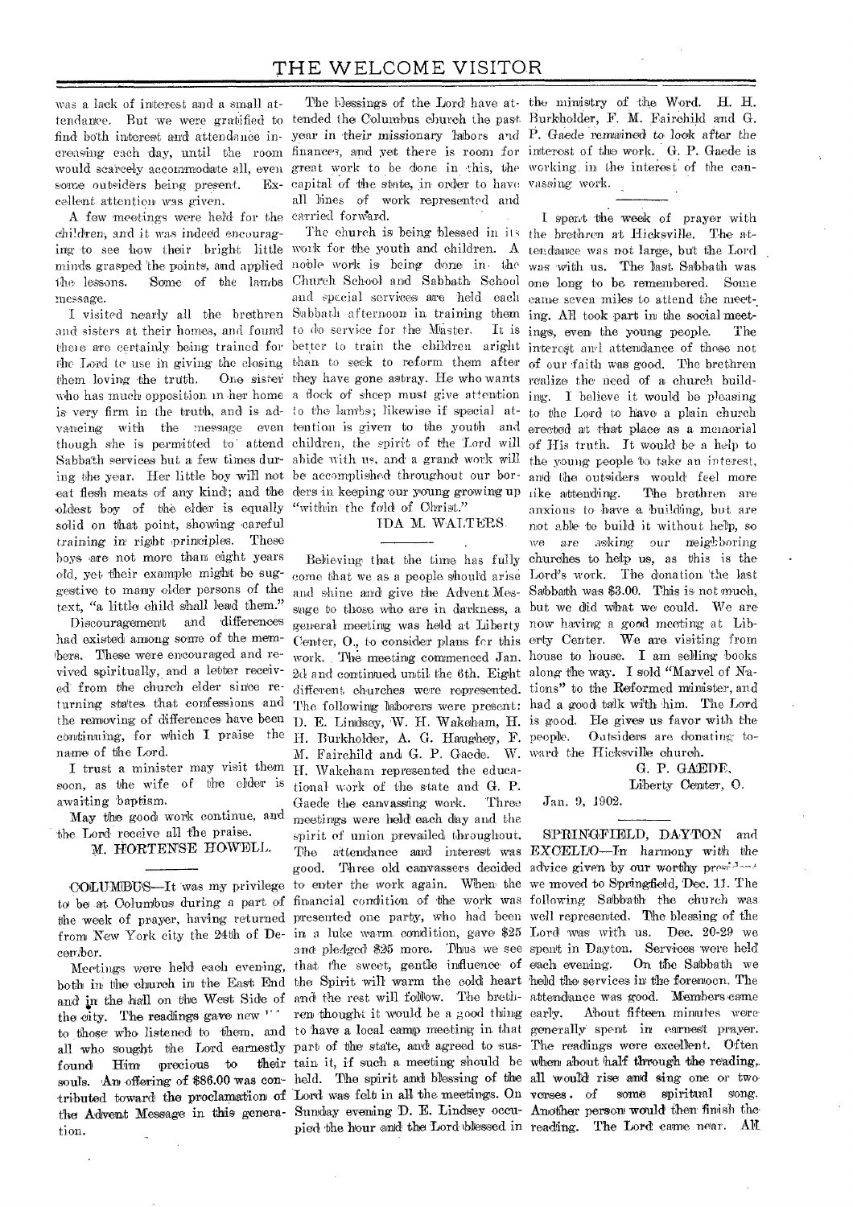was a lack of interest and a small attendance. But we were gratified to find both interest and attendance increasing each day, until the room would scarcely accommodate all, even some outsiders being present. Excellent attention was given.

A few meetings were held for the children, and it was indeed encouraging to see how their bright little minds grasped the points, and applied the lessons. Some of the lambs message.

I visited nearly all the brethren and sisters at their homes, and found there are certainly being trained for the Lord to use in giving the closing them loving the truth. One sister who has much opposition in her home is very firm in the truth, and is advancing with the message even though she is permitted to attend Sabbath services but a few times during the year. Her little boy will not eat flesh meats of any kind; and the oldest boy of the elder is equally solid on that point, showing careful training in right principles. These boys are not more than eight years old, yet their example might be suggestive to many older persons of the text, "a little child shall lead them."

Discouragement and differences had existed among some of the members. These were encouraged and revived spiritually, and a letter received from the church elder since returning states that confessions and the removing of differences have been continuing, for which I praise the name of the Lord.

I trust a minister may visit them soon, as the wife of the elder is awaiting baptism.

May the good work continue, and the Lord receive all the praise.

M. HORTENSE HOWELL.

---

COLUMBUS—It was my privilege to be at Columbus during a part of the week of prayer, having returned from New York city the 24th of December.

Meetings were held each evening, both in the church in the East End and in the hall on the West Side of the city. The readings gave new " to those who listened to them, and all who sought the Lord earnestly found Him precious to their souls. An offering of $86.00 was contributed toward the proclamation of the Advent Message in this generation.

The blessings of the Lord have attended the Columbus church the past year in their missionary labors and finances, and yet there is room for great work to be done in this, the capital of the state, in order to have all lines of work represented and carried forward.

The church is being blessed in its work for the youth and children. A noble work is being done in the Church School and Sabbath School and special services are held each Sabbath afternoon in training them to do service for the Master. It is better to train the children aright than to seek to reform them after they have gone astray. He who wants a flock of sheep must give attention to the lambs; likewise if special attention is given to the youth and children, the spirit of the Lord will abide with us, and a grand work will be accomplished throughout our borders in keeping our young growing up "within the fold of Christ."

IDA M. WALTERS.

---

Believing that the time has fully come that we as a people should arise and shine and give the Advent Message to those who are in darkness, a general meeting was held at Liberty Center, O., to consider plans for this work. The meeting commenced Jan. 2d and continued until the 6th. Eight different churches were represented. The following laborers were present: D. E. Lindsey, W. H. Wakeham, H. H. Burkholder, A. G. Haughey, F. M. Fairchild and G. P. Gaede. W. H. Wakeham represented the educational work of the state and G. P. Gaede the canvassing work. Three meetings were held each day and the spirit of union prevailed throughout. The attendance and interest was good. Three old canvassers decided to enter the work again. When the financial condition of the work was presented one party, who had been in a luke warm condition, gave $25 and pledged $25 more. Thus we see that the sweet, gentle influence of the Spirit will warm the cold heart and the rest will follow. The brethren thought it would be a good thing to have a local camp meeting in that part of the state, and agreed to sustain it, if such a meeting should be held. The spirit and blessing of the Lord was felt in all the meetings. On Sunday evening D. E. Lindsey occupied the hour and the Lord blessed in the ministry of the Word. H. H. Burkholder, F. M. Fairchild and G. P. Gaede remained to look after the interest of the work. G. P. Gaede is working in the interest of the canvassing work.

---

I spent the week of prayer with the brethren at Hicksville. The attendance was not large, but the Lord was with us. The last Sabbath was one long to be remembered. Some came seven miles to attend the meeting. All took part in the social meetings, even the young people. The interest and attendance of those not of our faith was good. The brethren realize the need of a church building. I believe it would be pleasing to the Lord to have a plain church erected at that place as a memorial of His truth. It would be a help to the young people to take an interest, and the outsiders would feel more like attending. The brethren are anxious to have a building, but are not able to build it without help, so we are asking our neighboring churches to help us, as this is the Lord's work. The donation the last Sabbath was $3.00. This is not much, but we did what we could. We are now having a good meeting at Liberty Center. We are visiting from house to house. I am selling books along the way. I sold "Marvel of Nations" to the Reformed minister, and had a good talk with him. The Lord is good. He gives us favor with the people. Outsiders are donating toward the Hicksville church.

G. P. GAEDE,

Liberty Center, O.

Jan. 9, 1902.

---

SPRINGFIELD, DAYTON and EXCELLO—In harmony with the advice given by our worthy pres[ident] we moved to Springfield, Dec. 11. The following Sabbath the church was well represented. The blessing of the Lord was with us. Dec. 20-29 we spent in Dayton. Services were held each evening. On the Sabbath we held the services in the forenoon. The attendance was good. Members came early. About fifteen minutes were generally spent in earnest prayer. The readings were excellent. Often when about half through the reading, all would rise and sing one or two verses of some spiritual song. Another person would then finish the reading. The Lord came near. All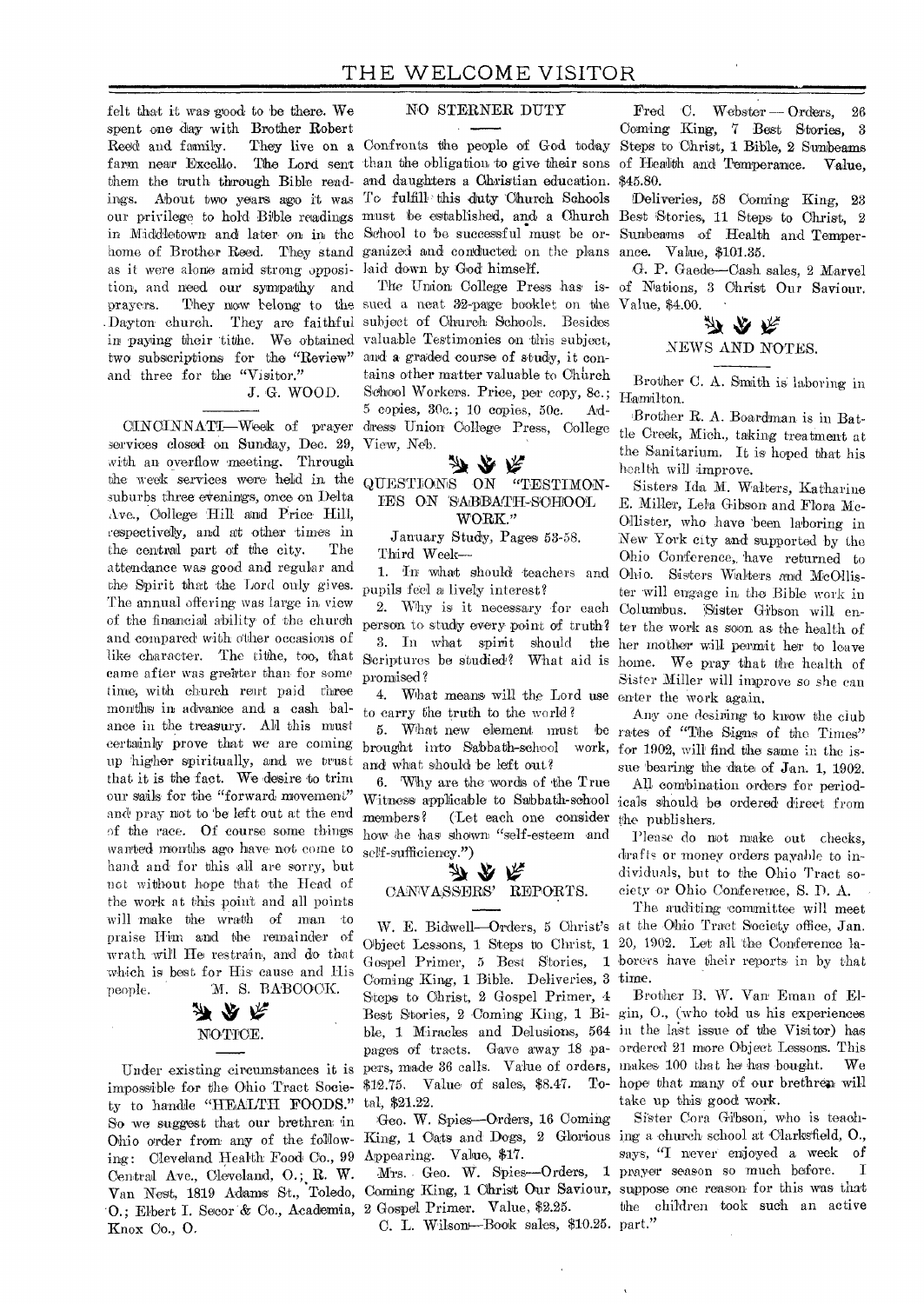felt that it was good to be there. We spent one day with Brother Robert Reed and family. They live on a farm near Excello. The Lord sent them the truth through Bible readings. About two years ago it was our privilege to hold Bible readings in Middletown and later on in the home of Brother Reed. They stand as it were alone amid strong opposition, and need our sympathy and prayers. They now belong to the Dayton church. They are faithful in paying their tithe. We obtained two subscriptions for the "Review" and three for the "Visitor."

J. G. WOOD.

CINCINNATI—Week of prayer services closed on Sunday, Dec. 29, with an overflow meeting. Through the week services were held in the suburbs three evenings, once on Delta Ave., College Hill and Price Hill, respectively, and at other times in the central part of the city. The attendance was good and regular and the Spirit that the Lord only gives. The annual offering was large in view of the financial ability of the church and compared with other occasions of like character. The tithe, too, that came after was greater than for some time, with church rent paid three months in advance and a cash balance in the treasury. All this must certainly prove that we are coming up higher spiritually, and we trust that it is the fact. We desire to trim our sails for the "forward movement" and pray not to be left out at the end of the race. Of course some things wanted months ago have not come to hand and for this all are sorry, but not without hope that the Head of the work at this point and all points will make the wrath of man to praise Him and the remainder of wrath will He restrain, and do that which is best for His cause and His people.

M. S. BABCOCK.

## NOTICE.

Under existing circumstances it is impossible for the Ohio Tract Society to handle "HEALTH FOODS." So we suggest that our brethren in Ohio order from any of the following: Cleveland Health Food Co., 99 Central Ave., Cleveland, O.; R. W. Van Nest, 1819 Adams St., Toledo, O.; Elbert I. Secor & Co., Academia, Knox Co., O.

## NO STERNER DUTY

Confronts the people of God today than the obligation to give their sons and daughters a Christian education. To fulfill this duty Church Schools must be established, and a Church School to be successful must be organized and conducted on the plans laid down by God himself.

The Union College Press has issued a neat 32-page booklet on the subject of Church Schools. Besides valuable Testimonies on this subject, and a graded course of study, it contains other matter valuable to Church School Workers. Price, per copy, 8c.; 5 copies, 30c.; 10 copies, 50c. Address Union College Press, College View, Neb.

## QUESTIONS ON "TESTIMONIES ON SABBATH-SCHOOL WORK."

January Study, Pages 53-58.

Third Week—

1. In what should teachers and pupils feel a lively interest?

2. Why is it necessary for each person to study every point of truth?

3. In what spirit should the Scriptures be studied? What aid is promised?

4. What means will the Lord use to carry the truth to the world?

5. What new element must be brought into Sabbath-school work, and what should be left out?

6. Why are the words of the True Witness applicable to Sabbath-school members? (Let each one consider how he has shown "self-esteem and self-sufficiency.")

## CANVASSERS' REPORTS.

W. E. Bidwell—Orders, 5 Christ's Object Lessons, 1 Steps to Christ, 1 Gospel Primer, 5 Best Stories, 1 Coming King, 1 Bible. Deliveries, 3 Steps to Christ, 2 Gospel Primer, 4 Best Stories, 2 Coming King, 1 Bible, 1 Miracles and Delusions, 564 pages of tracts. Gave away 18 papers, made 36 calls. Value of orders, $12.75. Value of sales, $8.47. Total, $21.22.

Geo. W. Spies—Orders, 16 Coming King, 1 Cats and Dogs, 2 Glorious Appearing. Value, $17.

Mrs. Geo. W. Spies—Orders, 1 Coming King, 1 Christ Our Saviour, 2 Gospel Primer. Value, $2.25.

C. L. Wilson—Book sales, $10.25.

Fred C. Webster — Orders, 26 Coming King, 7 Best Stories, 3 Steps to Christ, 1 Bible, 2 Sunbeams of Health and Temperance. Value, $45.80.

Deliveries, 58 Coming King, 23 Best Stories, 11 Steps to Christ, 2 Sunbeams of Health and Temperance. Value, $101.35.

G. P. Gaede—Cash sales, 2 Marvel of Nations, 3 Christ Our Saviour. Value, $4.00.

## NEWS AND NOTES.

Brother C. A. Smith is laboring in Hamilton.

Brother R. A. Boardman is in Battle Creek, Mich., taking treatment at the Sanitarium. It is hoped that his health will improve.

Sisters Ida M. Walters, Katharine E. Miller, Lela Gibson and Flora McCollister, who have been laboring in New York city and supported by the Ohio Conference, have returned to Ohio. Sisters Walters and McCollister will engage in the Bible work in Columbus. Sister Gibson will enter the work as soon as the health of her mother will permit her to leave home. We pray that the health of Sister Miller will improve so she can enter the work again.

Any one desiring to know the club rates of "The Signs of the Times" for 1902, will find the same in the issue bearing the date of Jan. 1, 1902.

All combination orders for periodicals should be ordered direct from the publishers.

Please do not make out checks, drafts or money orders payable to individuals, but to the Ohio Tract society or Ohio Conference, S. D. A.

The auditing committee will meet at the Ohio Tract Society office, Jan. 20, 1902. Let all the Conference laborers have their reports in by that time.

Brother B. W. Van Eman of Elgin, O., (who told us his experiences in the last issue of the Visitor) has ordered 21 more Object Lessons. This makes 100 that he has bought. We hope that many of our brethren will take up this good work.

Sister Cora Gibson, who is teaching a church school at Clarksfield, O., says, "I never enjoyed a week of prayer season so much before. I suppose one reason for this was that the children took such an active part."